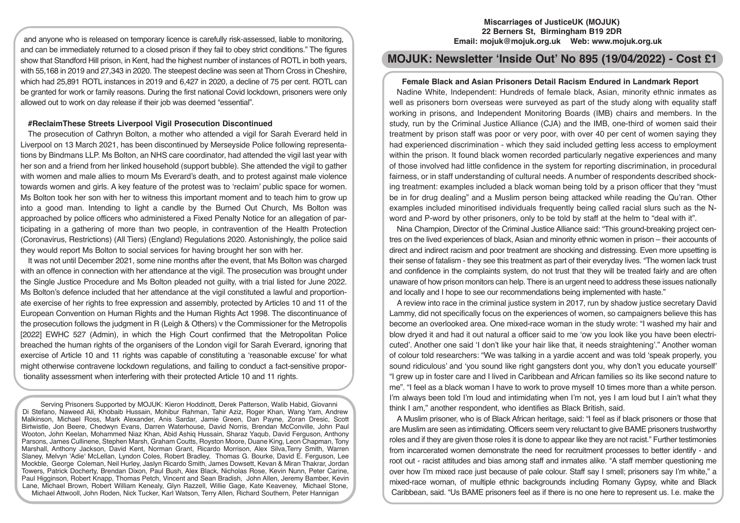and anyone who is released on temporary licence is carefully risk-assessed, liable to monitoring, and can be immediately returned to a closed prison if they fail to obey strict conditions." The figures show that Standford Hill prison, in Kent, had the highest number of instances of ROTL in both years, with 55,168 in 2019 and 27,343 in 2020. The steepest decline was seen at Thorn Cross in Cheshire, which had 25,891 ROTL instances in 2019 and 6,427 in 2020, a decline of 75 per cent. ROTL can be granted for work or family reasons. During the first national Covid lockdown, prisoners were only allowed out to work on day release if their job was deemed "essential".

### #ReclaimThese Streets Liverpool Vigil Prosecution Discontinued

The prosecution of Cathryn Bolton, a mother who attended a vigil for Sarah Everard held in Liverpool on 13 March 2021, has been discontinued by Merseyside Police following representations by Bindmans LLP. Ms Bolton, an NHS care coordinator, had attended the vigil last year with her son and a friend from her linked household (support bubble). She attended the vigil to gather with women and male allies to mourn Ms Everard's death, and to protest against male violence towards women and girls. A key feature of the protest was to 'reclaim' public space for women. Ms Bolton took her son with her to witness this important moment and to teach him to grow up into a good man. Intending to light a candle by the Burned Out Church, Ms Bolton was approached by police officers who administered a Fixed Penalty Notice for an allegation of participating in a gathering of more than two people, in contravention of the Health Protection (Coronavirus, Restrictions) (All Tiers) (England) Regulations 2020. Astonishingly, the police said they would report Ms Bolton to social services for having brought her son with her.

It was not until December 2021, some nine months after the event, that Ms Bolton was charged with an offence in connection with her attendance at the vigil. The prosecution was brought under the Single Justice Procedure and Ms Bolton pleaded not guilty, with a trial listed for June 2022. Ms Bolton's defence included that her attendance at the vigil constituted a lawful and proportionate exercise of her rights to free expression and assembly, protected by Articles 10 and 11 of the European Convention on Human Rights and the Human Rights Act 1998. The discontinuance of the prosecution follows the judgment in R (Leigh & Others) v the Commissioner for the Metropolis [2022] EWHC 527 (Admin), in which the High Court confirmed that the Metropolitan Police breached the human rights of the organisers of the London vigil for Sarah Everard, ignoring that exercise of Article 10 and 11 rights was capable of constituting a 'reasonable excuse' for what might otherwise contravene lockdown regulations, and failing to conduct a fact-sensitive proportionality assessment when interfering with their protected Article 10 and 11 rights.

Serving Prisoners Supported by MOJUK: Kieron Hoddinott, Derek Patterson, Walib Habid, Giovanni Di Stefano, Naweed Ali, Khobaib Hussain, Mohibur Rahman, Tahir Aziz, Roger Khan, Wang Yam, Andrew Malkinson, Michael Ross, Mark Alexander, Anis Sardar, Jamie Green, Dan Payne, Zoran Dresic, Scott Birtwistle, Jon Beere, Chedwyn Evans, Darren Waterhouse, David Norris, Brendan McConville, John Paul Wooton, John Keelan, Mohammed Niaz Khan, Abid Ashiq Hussain, Sharaz Yaqub, David Ferguson, Anthony Parsons, James Cullinene, Stephen Marsh, Graham Coutts, Royston Moore, Duane King, Leon Chapman, Tony Marshall, Anthony Jackson, David Kent, Norman Grant, Ricardo Morrison, Alex Silva,Terry Smith, Warren Slaney, Melvyn 'Adie' McLellan, Lyndon Coles, Robert Bradley, Thomas G. Bourke, David E. Ferguson, Lee Mockble, George Coleman, Neil Hurley, Jaslyn Ricardo Smith, James Dowsett, Kevan & Miran Thakrar, Jordan Towers, Patrick Docherty, Brendan Dixon, Paul Bush, Alex Black, Nicholas Rose, Kevin Nunn, Peter Carine, Paul Higginson, Robert Knapp, Thomas Petch, Vincent and Sean Bradish, John Allen, Jeremy Bamber, Kevin Lane, Michael Brown, Robert William Kenealy, Glyn Razzell, Willie Gage, Kate Keaveney, Michael Stone, Michael Attwooll, John Roden, Nick Tucker, Karl Watson, Terry Allen, Richard Southern, Peter Hannigan

**Miscarriages of JusticeUK (MOJUK)**
**22 Berners St, Birmingham B19 2DR**
**Email: mojuk@mojuk.org.uk Web: www.mojuk.org.uk**

# MOJUK: Newsletter 'Inside Out' No 895 (19/04/2022) - Cost £1

### Female Black and Asian Prisoners Detail Racism Endured in Landmark Report

Nadine White, Independent: Hundreds of female black, Asian, minority ethnic inmates as well as prisoners born overseas were surveyed as part of the study along with equality staff working in prisons, and Independent Monitoring Boards (IMB) chairs and members. In the study, run by the Criminal Justice Alliance (CJA) and the IMB, one-third of women said their treatment by prison staff was poor or very poor, with over 40 per cent of women saying they had experienced discrimination - which they said included getting less access to employment within the prison. It found black women recorded particularly negative experiences and many of those involved had little confidence in the system for reporting discrimination, in procedural fairness, or in staff understanding of cultural needs. A number of respondents described shocking treatment: examples included a black woman being told by a prison officer that they "must be in for drug dealing" and a Muslim person being attacked while reading the Qu'ran. Other examples included minoritised individuals frequently being called racial slurs such as the N-word and P-word by other prisoners, only to be told by staff at the helm to "deal with it".

Nina Champion, Director of the Criminal Justice Alliance said: "This ground-breaking project centres on the lived experiences of black, Asian and minority ethnic women in prison – their accounts of direct and indirect racism and poor treatment are shocking and distressing. Even more upsetting is their sense of fatalism - they see this treatment as part of their everyday lives. "The women lack trust and confidence in the complaints system, do not trust that they will be treated fairly and are often unaware of how prison monitors can help. There is an urgent need to address these issues nationally and locally and I hope to see our recommendations being implemented with haste."

A review into race in the criminal justice system in 2017, run by shadow justice secretary David Lammy, did not specifically focus on the experiences of women, so campaigners believe this has become an overlooked area. One mixed-race woman in the study wrote: "I washed my hair and blow dryed it and had it out natural a officer said to me 'ow you look like you have been electricuted'. Another one said 'I don't like your hair like that, it needs straightening'." Another woman of colour told researchers: "We was talking in a yardie accent and was told 'speak properly, you sound ridiculous' and 'you sound like right gangsters dont you, why don't you educate yourself' "I grew up in foster care and I lived in Caribbean and African families so its like second nature to me". "I feel as a black woman I have to work to prove myself 10 times more than a white person. I'm always been told I'm loud and intimidating when I'm not, yes I am loud but I ain't what they think I am," another respondent, who identifies as Black British, said.

A Muslim prisoner, who is of Black African heritage, said: "I feel as if black prisoners or those that are Muslim are seen as intimidating. Officers seem very reluctant to give BAME prisoners trustworthy roles and if they are given those roles it is done to appear like they are not racist." Further testimonies from incarcerated women demonstrate the need for recruitment processes to better identify - and root out - racist attitudes and bias among staff and inmates alike. "A staff member questioning me over how I'm mixed race just because of pale colour. Staff say I smell; prisoners say I'm white," a mixed-race woman, of multiple ethnic backgrounds including Romany Gypsy, white and Black Caribbean, said. "Us BAME prisoners feel as if there is no one here to represent us. I.e. make the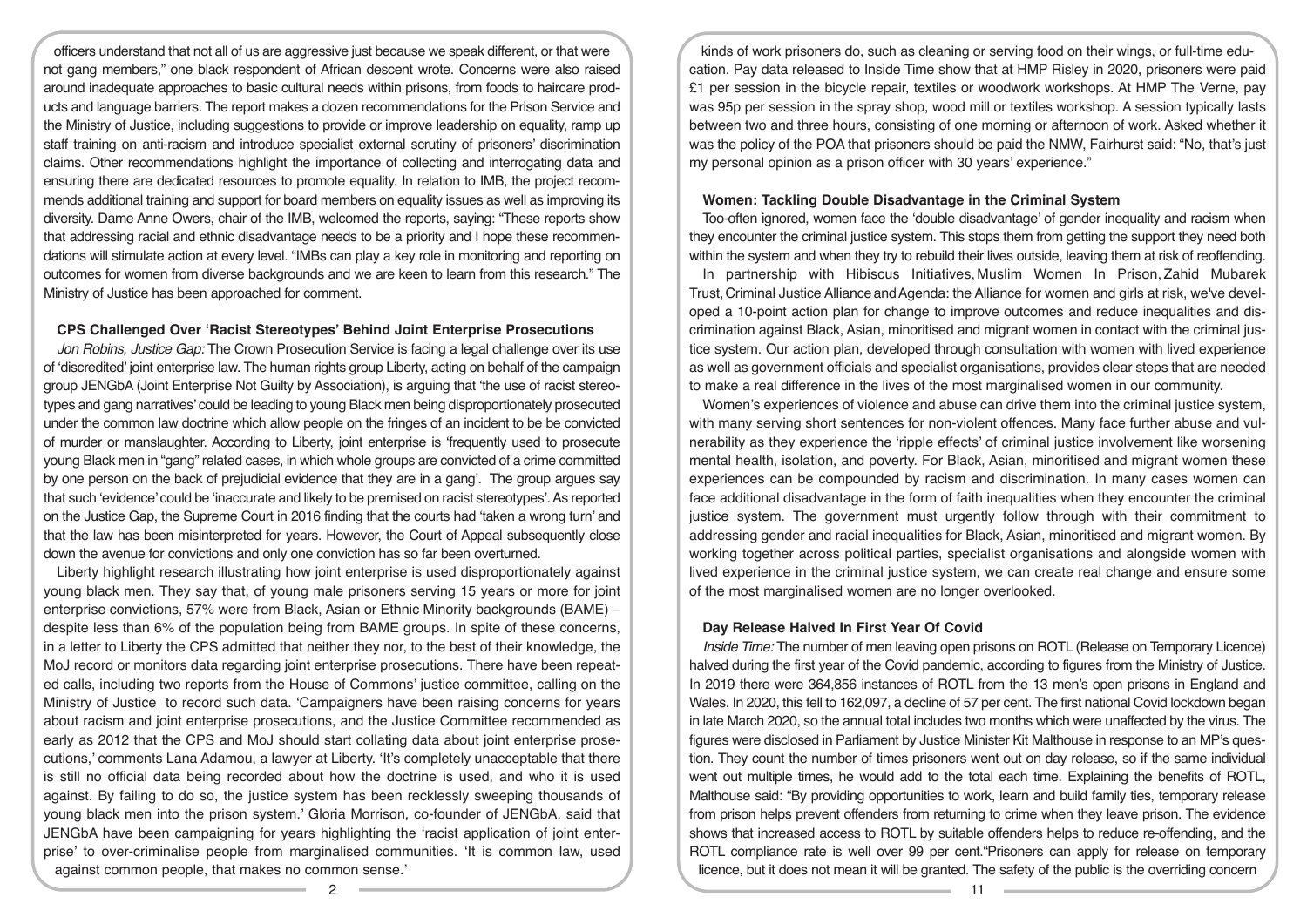officers understand that not all of us are aggressive just because we speak different, or that were not gang members," one black respondent of African descent wrote. Concerns were also raised around inadequate approaches to basic cultural needs within prisons, from foods to haircare products and language barriers. The report makes a dozen recommendations for the Prison Service and the Ministry of Justice, including suggestions to provide or improve leadership on equality, ramp up staff training on anti-racism and introduce specialist external scrutiny of prisoners' discrimination claims. Other recommendations highlight the importance of collecting and interrogating data and ensuring there are dedicated resources to promote equality. In relation to IMB, the project recommends additional training and support for board members on equality issues as well as improving its diversity. Dame Anne Owers, chair of the IMB, welcomed the reports, saying: "These reports show that addressing racial and ethnic disadvantage needs to be a priority and I hope these recommendations will stimulate action at every level. "IMBs can play a key role in monitoring and reporting on outcomes for women from diverse backgrounds and we are keen to learn from this research." The Ministry of Justice has been approached for comment.

### CPS Challenged Over 'Racist Stereotypes' Behind Joint Enterprise Prosecutions

*Jon Robins, Justice Gap:* The Crown Prosecution Service is facing a legal challenge over its use of 'discredited' joint enterprise law. The human rights group Liberty, acting on behalf of the campaign group JENGbA (Joint Enterprise Not Guilty by Association), is arguing that 'the use of racist stereotypes and gang narratives' could be leading to young Black men being disproportionately prosecuted under the common law doctrine which allow people on the fringes of an incident to be be convicted of murder or manslaughter. According to Liberty, joint enterprise is 'frequently used to prosecute young Black men in "gang" related cases, in which whole groups are convicted of a crime committed by one person on the back of prejudicial evidence that they are in a gang'. The group argues say that such 'evidence' could be 'inaccurate and likely to be premised on racist stereotypes'. As reported on the Justice Gap, the Supreme Court in 2016 finding that the courts had 'taken a wrong turn' and that the law has been misinterpreted for years. However, the Court of Appeal subsequently close down the avenue for convictions and only one conviction has so far been overturned.

Liberty highlight research illustrating how joint enterprise is used disproportionately against young black men. They say that, of young male prisoners serving 15 years or more for joint enterprise convictions, 57% were from Black, Asian or Ethnic Minority backgrounds (BAME) – despite less than 6% of the population being from BAME groups. In spite of these concerns, in a letter to Liberty the CPS admitted that neither they nor, to the best of their knowledge, the MoJ record or monitors data regarding joint enterprise prosecutions. There have been repeated calls, including two reports from the House of Commons' justice committee, calling on the Ministry of Justice to record such data. 'Campaigners have been raising concerns for years about racism and joint enterprise prosecutions, and the Justice Committee recommended as early as 2012 that the CPS and MoJ should start collating data about joint enterprise prosecutions,' comments Lana Adamou, a lawyer at Liberty. 'It's completely unacceptable that there is still no official data being recorded about how the doctrine is used, and who it is used against. By failing to do so, the justice system has been recklessly sweeping thousands of young black men into the prison system.' Gloria Morrison, co-founder of JENGbA, said that JENGbA have been campaigning for years highlighting the 'racist application of joint enterprise' to over-criminalise people from marginalised communities. 'It is common law, used against common people, that makes no common sense.'

kinds of work prisoners do, such as cleaning or serving food on their wings, or full-time education. Pay data released to Inside Time show that at HMP Risley in 2020, prisoners were paid £1 per session in the bicycle repair, textiles or woodwork workshops. At HMP The Verne, pay was 95p per session in the spray shop, wood mill or textiles workshop. A session typically lasts between two and three hours, consisting of one morning or afternoon of work. Asked whether it was the policy of the POA that prisoners should be paid the NMW, Fairhurst said: "No, that's just my personal opinion as a prison officer with 30 years' experience."

### Women: Tackling Double Disadvantage in the Criminal System

Too-often ignored, women face the 'double disadvantage' of gender inequality and racism when they encounter the criminal justice system. This stops them from getting the support they need both within the system and when they try to rebuild their lives outside, leaving them at risk of reoffending.

In partnership with Hibiscus Initiatives, Muslim Women In Prison, Zahid Mubarek Trust, Criminal Justice Alliance and Agenda: the Alliance for women and girls at risk, we've developed a 10-point action plan for change to improve outcomes and reduce inequalities and discrimination against Black, Asian, minoritised and migrant women in contact with the criminal justice system. Our action plan, developed through consultation with women with lived experience as well as government officials and specialist organisations, provides clear steps that are needed to make a real difference in the lives of the most marginalised women in our community.

Women's experiences of violence and abuse can drive them into the criminal justice system, with many serving short sentences for non-violent offences. Many face further abuse and vulnerability as they experience the 'ripple effects' of criminal justice involvement like worsening mental health, isolation, and poverty. For Black, Asian, minoritised and migrant women these experiences can be compounded by racism and discrimination. In many cases women can face additional disadvantage in the form of faith inequalities when they encounter the criminal justice system. The government must urgently follow through with their commitment to addressing gender and racial inequalities for Black, Asian, minoritised and migrant women. By working together across political parties, specialist organisations and alongside women with lived experience in the criminal justice system, we can create real change and ensure some of the most marginalised women are no longer overlooked.

### Day Release Halved In First Year Of Covid

*Inside Time:* The number of men leaving open prisons on ROTL (Release on Temporary Licence) halved during the first year of the Covid pandemic, according to figures from the Ministry of Justice. In 2019 there were 364,856 instances of ROTL from the 13 men's open prisons in England and Wales. In 2020, this fell to 162,097, a decline of 57 per cent. The first national Covid lockdown began in late March 2020, so the annual total includes two months which were unaffected by the virus. The figures were disclosed in Parliament by Justice Minister Kit Malthouse in response to an MP's question. They count the number of times prisoners went out on day release, so if the same individual went out multiple times, he would add to the total each time. Explaining the benefits of ROTL, Malthouse said: "By providing opportunities to work, learn and build family ties, temporary release from prison helps prevent offenders from returning to crime when they leave prison. The evidence shows that increased access to ROTL by suitable offenders helps to reduce re-offending, and the ROTL compliance rate is well over 99 per cent."Prisoners can apply for release on temporary licence, but it does not mean it will be granted. The safety of the public is the overriding concern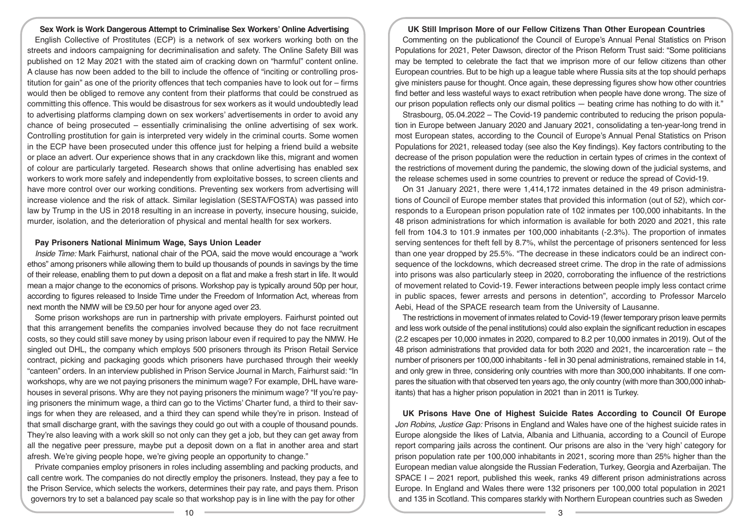### Sex Work is Work Dangerous Attempt to Criminalise Sex Workers' Online Advertising

English Collective of Prostitutes (ECP) is a network of sex workers working both on the streets and indoors campaigning for decriminalisation and safety. The Online Safety Bill was published on 12 May 2021 with the stated aim of cracking down on "harmful" content online. A clause has now been added to the bill to include the offence of "inciting or controlling prostitution for gain" as one of the priority offences that tech companies have to look out for – firms would then be obliged to remove any content from their platforms that could be construed as committing this offence. This would be disastrous for sex workers as it would undoubtedly lead to advertising platforms clamping down on sex workers' advertisements in order to avoid any chance of being prosecuted – essentially criminalising the online advertising of sex work. Controlling prostitution for gain is interpreted very widely in the criminal courts. Some women in the ECP have been prosecuted under this offence just for helping a friend build a website or place an advert. Our experience shows that in any crackdown like this, migrant and women of colour are particularly targeted. Research shows that online advertising has enabled sex workers to work more safely and independently from exploitative bosses, to screen clients and have more control over our working conditions. Preventing sex workers from advertising will increase violence and the risk of attack. Similar legislation (SESTA/FOSTA) was passed into law by Trump in the US in 2018 resulting in an increase in poverty, insecure housing, suicide, murder, isolation, and the deterioration of physical and mental health for sex workers.

### Pay Prisoners National Minimum Wage, Says Union Leader

*Inside Time:* Mark Fairhurst, national chair of the POA, said the move would encourage a "work ethos" among prisoners while allowing them to build up thousands of pounds in savings by the time of their release, enabling them to put down a deposit on a flat and make a fresh start in life. It would mean a major change to the economics of prisons. Workshop pay is typically around 50p per hour, according to figures released to Inside Time under the Freedom of Information Act, whereas from next month the NMW will be £9.50 per hour for anyone aged over 23.

Some prison workshops are run in partnership with private employers. Fairhurst pointed out that this arrangement benefits the companies involved because they do not face recruitment costs, so they could still save money by using prison labour even if required to pay the NMW. He singled out DHL, the company which employs 500 prisoners through its Prison Retail Service contract, picking and packaging goods which prisoners have purchased through their weekly "canteen" orders. In an interview published in Prison Service Journal in March, Fairhurst said: "In workshops, why are we not paying prisoners the minimum wage? For example, DHL have warehouses in several prisons. Why are they not paying prisoners the minimum wage? "If you're paying prisoners the minimum wage, a third can go to the Victims' Charter fund, a third to their savings for when they are released, and a third they can spend while they're in prison. Instead of that small discharge grant, with the savings they could go out with a couple of thousand pounds. They're also leaving with a work skill so not only can they get a job, but they can get away from all the negative peer pressure, maybe put a deposit down on a flat in another area and start afresh. We're giving people hope, we're giving people an opportunity to change."

Private companies employ prisoners in roles including assembling and packing products, and call centre work. The companies do not directly employ the prisoners. Instead, they pay a fee to the Prison Service, which selects the workers, determines their pay rate, and pays them. Prison governors try to set a balanced pay scale so that workshop pay is in line with the pay for other

### UK Still Imprison More of our Fellow Citizens Than Other European Countries

Commenting on the publicationof the Council of Europe's Annual Penal Statistics on Prison Populations for 2021, Peter Dawson, director of the Prison Reform Trust said: "Some politicians may be tempted to celebrate the fact that we imprison more of our fellow citizens than other European countries. But to be high up a league table where Russia sits at the top should perhaps give ministers pause for thought. Once again, these depressing figures show how other countries find better and less wasteful ways to exact retribution when people have done wrong. The size of our prison population reflects only our dismal politics — beating crime has nothing to do with it."

Strasbourg, 05.04.2022 – The Covid-19 pandemic contributed to reducing the prison population in Europe between January 2020 and January 2021, consolidating a ten-year-long trend in most European states, according to the Council of Europe's Annual Penal Statistics on Prison Populations for 2021, released today (see also the Key findings). Key factors contributing to the decrease of the prison population were the reduction in certain types of crimes in the context of the restrictions of movement during the pandemic, the slowing down of the judicial systems, and the release schemes used in some countries to prevent or reduce the spread of Covid-19.

On 31 January 2021, there were 1,414,172 inmates detained in the 49 prison administrations of Council of Europe member states that provided this information (out of 52), which corresponds to a European prison population rate of 102 inmates per 100,000 inhabitants. In the 48 prison administrations for which information is available for both 2020 and 2021, this rate fell from 104.3 to 101.9 inmates per 100,000 inhabitants (-2.3%). The proportion of inmates serving sentences for theft fell by 8.7%, whilst the percentage of prisoners sentenced for less than one year dropped by 25.5%. "The decrease in these indicators could be an indirect consequence of the lockdowns, which decreased street crime. The drop in the rate of admissions into prisons was also particularly steep in 2020, corroborating the influence of the restrictions of movement related to Covid-19. Fewer interactions between people imply less contact crime in public spaces, fewer arrests and persons in detention", according to Professor Marcelo Aebi, Head of the SPACE research team from the University of Lausanne.

The restrictions in movement of inmates related to Covid-19 (fewer temporary prison leave permits and less work outside of the penal institutions) could also explain the significant reduction in escapes (2.2 escapes per 10,000 inmates in 2020, compared to 8.2 per 10,000 inmates in 2019). Out of the 48 prison administrations that provided data for both 2020 and 2021, the incarceration rate – the number of prisoners per 100,000 inhabitants - fell in 30 penal administrations, remained stable in 14, and only grew in three, considering only countries with more than 300,000 inhabitants. If one compares the situation with that observed ten years ago, the only country (with more than 300,000 inhabitants) that has a higher prison population in 2021 than in 2011 is Turkey.

### UK Prisons Have One of Highest Suicide Rates According to Council Of Europe

*Jon Robins, Justice Gap:* Prisons in England and Wales have one of the highest suicide rates in Europe alongside the likes of Latvia, Albania and Lithuania, according to a Council of Europe report comparing jails across the continent. Our prisons are also in the 'very high' category for prison population rate per 100,000 inhabitants in 2021, scoring more than 25% higher than the European median value alongside the Russian Federation, Turkey, Georgia and Azerbaijan. The SPACE I – 2021 report, published this week, ranks 49 different prison administrations across Europe. In England and Wales there were 132 prisoners per 100,000 total population in 2021 and 135 in Scotland. This compares starkly with Northern European countries such as Sweden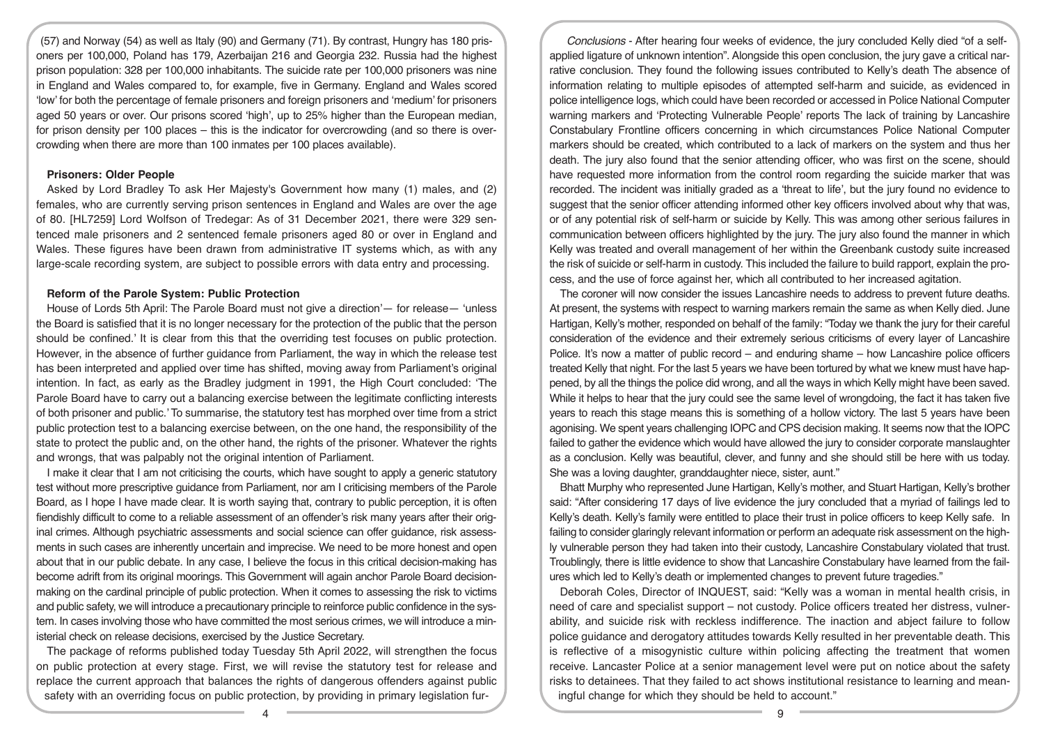(57) and Norway (54) as well as Italy (90) and Germany (71). By contrast, Hungry has 180 prisoners per 100,000, Poland has 179, Azerbaijan 216 and Georgia 232. Russia had the highest prison population: 328 per 100,000 inhabitants. The suicide rate per 100,000 prisoners was nine in England and Wales compared to, for example, five in Germany. England and Wales scored 'low' for both the percentage of female prisoners and foreign prisoners and 'medium' for prisoners aged 50 years or over. Our prisons scored 'high', up to 25% higher than the European median, for prison density per 100 places – this is the indicator for overcrowding (and so there is overcrowding when there are more than 100 inmates per 100 places available).

**Prisoners: Older People**

Asked by Lord Bradley To ask Her Majesty's Government how many (1) males, and (2) females, who are currently serving prison sentences in England and Wales are over the age of 80. [HL7259] Lord Wolfson of Tredegar: As of 31 December 2021, there were 329 sentenced male prisoners and 2 sentenced female prisoners aged 80 or over in England and Wales. These figures have been drawn from administrative IT systems which, as with any large-scale recording system, are subject to possible errors with data entry and processing.

**Reform of the Parole System: Public Protection**

House of Lords 5th April: The Parole Board must not give a direction'— for release— 'unless the Board is satisfied that it is no longer necessary for the protection of the public that the person should be confined.' It is clear from this that the overriding test focuses on public protection. However, in the absence of further guidance from Parliament, the way in which the release test has been interpreted and applied over time has shifted, moving away from Parliament's original intention. In fact, as early as the Bradley judgment in 1991, the High Court concluded: 'The Parole Board have to carry out a balancing exercise between the legitimate conflicting interests of both prisoner and public.' To summarise, the statutory test has morphed over time from a strict public protection test to a balancing exercise between, on the one hand, the responsibility of the state to protect the public and, on the other hand, the rights of the prisoner. Whatever the rights and wrongs, that was palpably not the original intention of Parliament.

I make it clear that I am not criticising the courts, which have sought to apply a generic statutory test without more prescriptive guidance from Parliament, nor am I criticising members of the Parole Board, as I hope I have made clear. It is worth saying that, contrary to public perception, it is often fiendishly difficult to come to a reliable assessment of an offender's risk many years after their original crimes. Although psychiatric assessments and social science can offer guidance, risk assessments in such cases are inherently uncertain and imprecise. We need to be more honest and open about that in our public debate. In any case, I believe the focus in this critical decision-making has become adrift from its original moorings. This Government will again anchor Parole Board decision-making on the cardinal principle of public protection. When it comes to assessing the risk to victims and public safety, we will introduce a precautionary principle to reinforce public confidence in the system. In cases involving those who have committed the most serious crimes, we will introduce a ministerial check on release decisions, exercised by the Justice Secretary.

The package of reforms published today Tuesday 5th April 2022, will strengthen the focus on public protection at every stage. First, we will revise the statutory test for release and replace the current approach that balances the rights of dangerous offenders against public safety with an overriding focus on public protection, by providing in primary legislation fur-

*Conclusions* - After hearing four weeks of evidence, the jury concluded Kelly died "of a self-applied ligature of unknown intention". Alongside this open conclusion, the jury gave a critical narrative conclusion. They found the following issues contributed to Kelly's death The absence of information relating to multiple episodes of attempted self-harm and suicide, as evidenced in police intelligence logs, which could have been recorded or accessed in Police National Computer warning markers and 'Protecting Vulnerable People' reports The lack of training by Lancashire Constabulary Frontline officers concerning in which circumstances Police National Computer markers should be created, which contributed to a lack of markers on the system and thus her death. The jury also found that the senior attending officer, who was first on the scene, should have requested more information from the control room regarding the suicide marker that was recorded. The incident was initially graded as a 'threat to life', but the jury found no evidence to suggest that the senior officer attending informed other key officers involved about why that was, or of any potential risk of self-harm or suicide by Kelly. This was among other serious failures in communication between officers highlighted by the jury. The jury also found the manner in which Kelly was treated and overall management of her within the Greenbank custody suite increased the risk of suicide or self-harm in custody. This included the failure to build rapport, explain the process, and the use of force against her, which all contributed to her increased agitation.

The coroner will now consider the issues Lancashire needs to address to prevent future deaths. At present, the systems with respect to warning markers remain the same as when Kelly died. June Hartigan, Kelly's mother, responded on behalf of the family: "Today we thank the jury for their careful consideration of the evidence and their extremely serious criticisms of every layer of Lancashire Police. It's now a matter of public record – and enduring shame – how Lancashire police officers treated Kelly that night. For the last 5 years we have been tortured by what we knew must have happened, by all the things the police did wrong, and all the ways in which Kelly might have been saved. While it helps to hear that the jury could see the same level of wrongdoing, the fact it has taken five years to reach this stage means this is something of a hollow victory. The last 5 years have been agonising. We spent years challenging IOPC and CPS decision making. It seems now that the IOPC failed to gather the evidence which would have allowed the jury to consider corporate manslaughter as a conclusion. Kelly was beautiful, clever, and funny and she should still be here with us today. She was a loving daughter, granddaughter niece, sister, aunt."

Bhatt Murphy who represented June Hartigan, Kelly's mother, and Stuart Hartigan, Kelly's brother said: "After considering 17 days of live evidence the jury concluded that a myriad of failings led to Kelly's death. Kelly's family were entitled to place their trust in police officers to keep Kelly safe. In failing to consider glaringly relevant information or perform an adequate risk assessment on the highly vulnerable person they had taken into their custody, Lancashire Constabulary violated that trust. Troublingly, there is little evidence to show that Lancashire Constabulary have learned from the failures which led to Kelly's death or implemented changes to prevent future tragedies."

Deborah Coles, Director of INQUEST, said: "Kelly was a woman in mental health crisis, in need of care and specialist support – not custody. Police officers treated her distress, vulnerability, and suicide risk with reckless indifference. The inaction and abject failure to follow police guidance and derogatory attitudes towards Kelly resulted in her preventable death. This is reflective of a misogynistic culture within policing affecting the treatment that women receive. Lancaster Police at a senior management level were put on notice about the safety risks to detainees. That they failed to act shows institutional resistance to learning and meaningful change for which they should be held to account."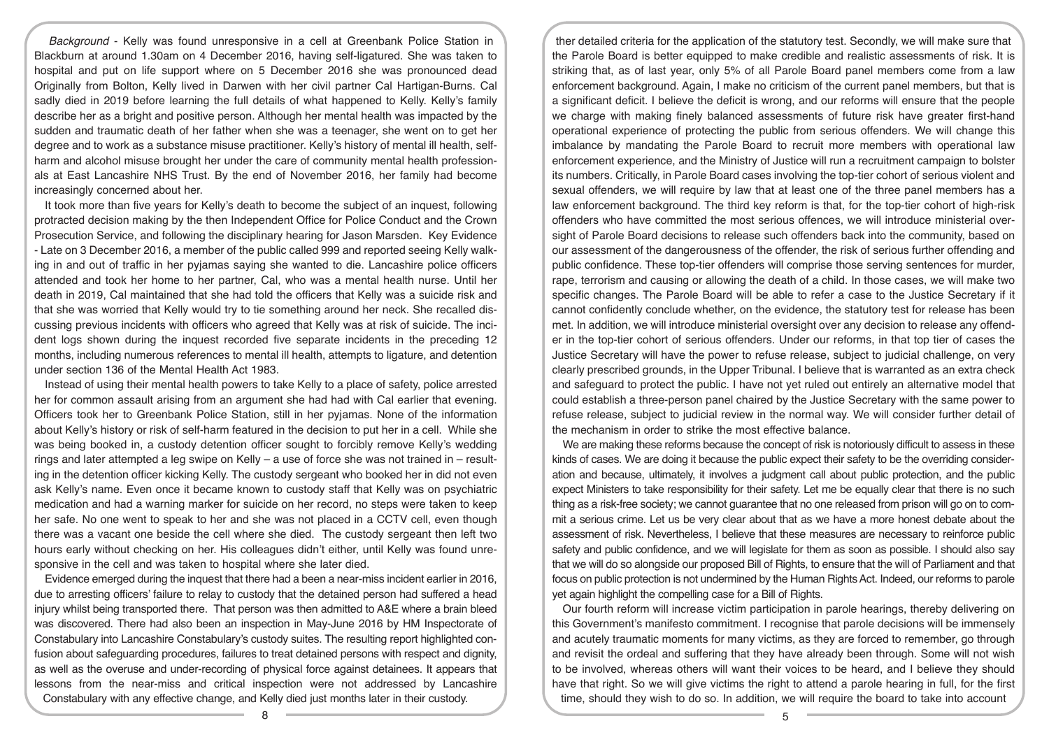*Background* - Kelly was found unresponsive in a cell at Greenbank Police Station in Blackburn at around 1.30am on 4 December 2016, having self-ligatured. She was taken to hospital and put on life support where on 5 December 2016 she was pronounced dead Originally from Bolton, Kelly lived in Darwen with her civil partner Cal Hartigan-Burns. Cal sadly died in 2019 before learning the full details of what happened to Kelly. Kelly's family describe her as a bright and positive person. Although her mental health was impacted by the sudden and traumatic death of her father when she was a teenager, she went on to get her degree and to work as a substance misuse practitioner. Kelly's history of mental ill health, self-harm and alcohol misuse brought her under the care of community mental health professionals at East Lancashire NHS Trust. By the end of November 2016, her family had become increasingly concerned about her.

It took more than five years for Kelly's death to become the subject of an inquest, following protracted decision making by the then Independent Office for Police Conduct and the Crown Prosecution Service, and following the disciplinary hearing for Jason Marsden. Key Evidence - Late on 3 December 2016, a member of the public called 999 and reported seeing Kelly walking in and out of traffic in her pyjamas saying she wanted to die. Lancashire police officers attended and took her home to her partner, Cal, who was a mental health nurse. Until her death in 2019, Cal maintained that she had told the officers that Kelly was a suicide risk and that she was worried that Kelly would try to tie something around her neck. She recalled discussing previous incidents with officers who agreed that Kelly was at risk of suicide. The incident logs shown during the inquest recorded five separate incidents in the preceding 12 months, including numerous references to mental ill health, attempts to ligature, and detention under section 136 of the Mental Health Act 1983.

Instead of using their mental health powers to take Kelly to a place of safety, police arrested her for common assault arising from an argument she had had with Cal earlier that evening. Officers took her to Greenbank Police Station, still in her pyjamas. None of the information about Kelly's history or risk of self-harm featured in the decision to put her in a cell. While she was being booked in, a custody detention officer sought to forcibly remove Kelly's wedding rings and later attempted a leg swipe on Kelly – a use of force she was not trained in – resulting in the detention officer kicking Kelly. The custody sergeant who booked her in did not even ask Kelly's name. Even once it became known to custody staff that Kelly was on psychiatric medication and had a warning marker for suicide on her record, no steps were taken to keep her safe. No one went to speak to her and she was not placed in a CCTV cell, even though there was a vacant one beside the cell where she died. The custody sergeant then left two hours early without checking on her. His colleagues didn't either, until Kelly was found unresponsive in the cell and was taken to hospital where she later died.

Evidence emerged during the inquest that there had a been a near-miss incident earlier in 2016, due to arresting officers' failure to relay to custody that the detained person had suffered a head injury whilst being transported there. That person was then admitted to A&E where a brain bleed was discovered. There had also been an inspection in May-June 2016 by HM Inspectorate of Constabulary into Lancashire Constabulary's custody suites. The resulting report highlighted confusion about safeguarding procedures, failures to treat detained persons with respect and dignity, as well as the overuse and under-recording of physical force against detainees. It appears that lessons from the near-miss and critical inspection were not addressed by Lancashire Constabulary with any effective change, and Kelly died just months later in their custody.

ther detailed criteria for the application of the statutory test. Secondly, we will make sure that the Parole Board is better equipped to make credible and realistic assessments of risk. It is striking that, as of last year, only 5% of all Parole Board panel members come from a law enforcement background. Again, I make no criticism of the current panel members, but that is a significant deficit. I believe the deficit is wrong, and our reforms will ensure that the people we charge with making finely balanced assessments of future risk have greater first-hand operational experience of protecting the public from serious offenders. We will change this imbalance by mandating the Parole Board to recruit more members with operational law enforcement experience, and the Ministry of Justice will run a recruitment campaign to bolster its numbers. Critically, in Parole Board cases involving the top-tier cohort of serious violent and sexual offenders, we will require by law that at least one of the three panel members has a law enforcement background. The third key reform is that, for the top-tier cohort of high-risk offenders who have committed the most serious offences, we will introduce ministerial oversight of Parole Board decisions to release such offenders back into the community, based on our assessment of the dangerousness of the offender, the risk of serious further offending and public confidence. These top-tier offenders will comprise those serving sentences for murder, rape, terrorism and causing or allowing the death of a child. In those cases, we will make two specific changes. The Parole Board will be able to refer a case to the Justice Secretary if it cannot confidently conclude whether, on the evidence, the statutory test for release has been met. In addition, we will introduce ministerial oversight over any decision to release any offender in the top-tier cohort of serious offenders. Under our reforms, in that top tier of cases the Justice Secretary will have the power to refuse release, subject to judicial challenge, on very clearly prescribed grounds, in the Upper Tribunal. I believe that is warranted as an extra check and safeguard to protect the public. I have not yet ruled out entirely an alternative model that could establish a three-person panel chaired by the Justice Secretary with the same power to refuse release, subject to judicial review in the normal way. We will consider further detail of the mechanism in order to strike the most effective balance.

We are making these reforms because the concept of risk is notoriously difficult to assess in these kinds of cases. We are doing it because the public expect their safety to be the overriding consideration and because, ultimately, it involves a judgment call about public protection, and the public expect Ministers to take responsibility for their safety. Let me be equally clear that there is no such thing as a risk-free society; we cannot guarantee that no one released from prison will go on to commit a serious crime. Let us be very clear about that as we have a more honest debate about the assessment of risk. Nevertheless, I believe that these measures are necessary to reinforce public safety and public confidence, and we will legislate for them as soon as possible. I should also say that we will do so alongside our proposed Bill of Rights, to ensure that the will of Parliament and that focus on public protection is not undermined by the Human Rights Act. Indeed, our reforms to parole yet again highlight the compelling case for a Bill of Rights.

Our fourth reform will increase victim participation in parole hearings, thereby delivering on this Government's manifesto commitment. I recognise that parole decisions will be immensely and acutely traumatic moments for many victims, as they are forced to remember, go through and revisit the ordeal and suffering that they have already been through. Some will not wish to be involved, whereas others will want their voices to be heard, and I believe they should have that right. So we will give victims the right to attend a parole hearing in full, for the first time, should they wish to do so. In addition, we will require the board to take into account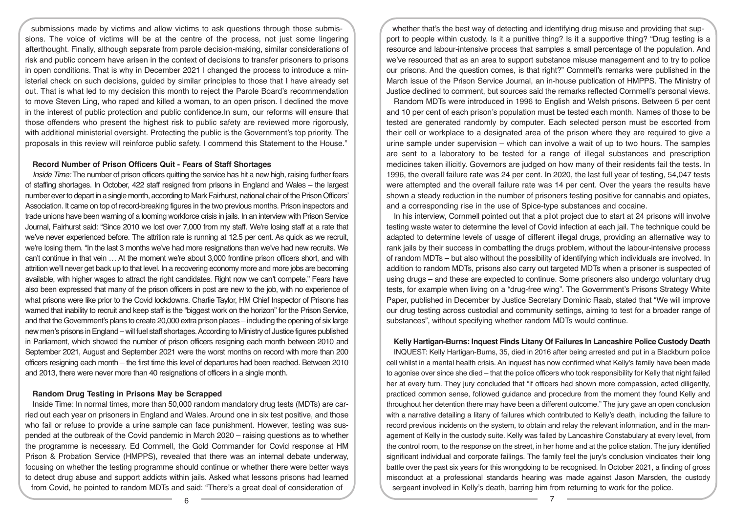submissions made by victims and allow victims to ask questions through those submissions. The voice of victims will be at the centre of the process, not just some lingering afterthought. Finally, although separate from parole decision-making, similar considerations of risk and public concern have arisen in the context of decisions to transfer prisoners to prisons in open conditions. That is why in December 2021 I changed the process to introduce a ministerial check on such decisions, guided by similar principles to those that I have already set out. That is what led to my decision this month to reject the Parole Board's recommendation to move Steven Ling, who raped and killed a woman, to an open prison. I declined the move in the interest of public protection and public confidence.In sum, our reforms will ensure that those offenders who present the highest risk to public safety are reviewed more rigorously, with additional ministerial oversight. Protecting the public is the Government's top priority. The proposals in this review will reinforce public safety. I commend this Statement to the House."

### Record Number of Prison Officers Quit - Fears of Staff Shortages

*Inside Time:* The number of prison officers quitting the service has hit a new high, raising further fears of staffing shortages. In October, 422 staff resigned from prisons in England and Wales – the largest number ever to depart in a single month, according to Mark Fairhurst, national chair of the Prison Officers' Association. It came on top of record-breaking figures in the two previous months. Prison inspectors and trade unions have been warning of a looming workforce crisis in jails. In an interview with Prison Service Journal, Fairhurst said: "Since 2010 we lost over 7,000 from my staff. We're losing staff at a rate that we've never experienced before. The attrition rate is running at 12.5 per cent. As quick as we recruit, we're losing them. "In the last 3 months we've had more resignations than we've had new recruits. We can't continue in that vein … At the moment we're about 3,000 frontline prison officers short, and with attrition we'll never get back up to that level. In a recovering economy more and more jobs are becoming available, with higher wages to attract the right candidates. Right now we can't compete." Fears have also been expressed that many of the prison officers in post are new to the job, with no experience of what prisons were like prior to the Covid lockdowns. Charlie Taylor, HM Chief Inspector of Prisons has warned that inability to recruit and keep staff is the "biggest work on the horizon" for the Prison Service, and that the Government's plans to create 20,000 extra prison places – including the opening of six large new men's prisons in England – will fuel staff shortages. According to Ministry of Justice figures published in Parliament, which showed the number of prison officers resigning each month between 2010 and September 2021, August and September 2021 were the worst months on record with more than 200 officers resigning each month – the first time this level of departures had been reached. Between 2010 and 2013, there were never more than 40 resignations of officers in a single month.

### Random Drug Testing in Prisons May be Scrapped

Inside Time: In normal times, more than 50,000 random mandatory drug tests (MDTs) are carried out each year on prisoners in England and Wales. Around one in six test positive, and those who fail or refuse to provide a urine sample can face punishment. However, testing was suspended at the outbreak of the Covid pandemic in March 2020 – raising questions as to whether the programme is necessary. Ed Cornmell, the Gold Commander for Covid response at HM Prison & Probation Service (HMPPS), revealed that there was an internal debate underway, focusing on whether the testing programme should continue or whether there were better ways to detect drug abuse and support addicts within jails. Asked what lessons prisons had learned from Covid, he pointed to random MDTs and said: "There's a great deal of consideration of whether that's the best way of detecting and identifying drug misuse and providing that support to people within custody. Is it a punitive thing? Is it a supportive thing? "Drug testing is a resource and labour-intensive process that samples a small percentage of the population. And we've resourced that as an area to support substance misuse management and to try to police our prisons. And the question comes, is that right?" Cornmell's remarks were published in the March issue of the Prison Service Journal, an in-house publication of HMPPS. The Ministry of Justice declined to comment, but sources said the remarks reflected Cornmell's personal views.

Random MDTs were introduced in 1996 to English and Welsh prisons. Between 5 per cent and 10 per cent of each prison's population must be tested each month. Names of those to be tested are generated randomly by computer. Each selected person must be escorted from their cell or workplace to a designated area of the prison where they are required to give a urine sample under supervision – which can involve a wait of up to two hours. The samples are sent to a laboratory to be tested for a range of illegal substances and prescription medicines taken illicitly. Governors are judged on how many of their residents fail the tests. In 1996, the overall failure rate was 24 per cent. In 2020, the last full year of testing, 54,047 tests were attempted and the overall failure rate was 14 per cent. Over the years the results have shown a steady reduction in the number of prisoners testing positive for cannabis and opiates, and a corresponding rise in the use of Spice-type substances and cocaine.

In his interview, Cornmell pointed out that a pilot project due to start at 24 prisons will involve testing waste water to determine the level of Covid infection at each jail. The technique could be adapted to determine levels of usage of different illegal drugs, providing an alternative way to rank jails by their success in combatting the drugs problem, without the labour-intensive process of random MDTs – but also without the possibility of identifying which individuals are involved. In addition to random MDTs, prisons also carry out targeted MDTs when a prisoner is suspected of using drugs – and these are expected to continue. Some prisoners also undergo voluntary drug tests, for example when living on a "drug-free wing". The Government's Prisons Strategy White Paper, published in December by Justice Secretary Dominic Raab, stated that "We will improve our drug testing across custodial and community settings, aiming to test for a broader range of substances", without specifying whether random MDTs would continue.

### Kelly Hartigan-Burns: Inquest Finds Litany Of Failures In Lancashire Police Custody Death

INQUEST: Kelly Hartigan-Burns, 35, died in 2016 after being arrested and put in a Blackburn police cell whilst in a mental health crisis. An inquest has now confirmed what Kelly's family have been made to agonise over since she died – that the police officers who took responsibility for Kelly that night failed her at every turn. They jury concluded that "if officers had shown more compassion, acted diligently, practiced common sense, followed guidance and procedure from the moment they found Kelly and throughout her detention there may have been a different outcome." The jury gave an open conclusion with a narrative detailing a litany of failures which contributed to Kelly's death, including the failure to record previous incidents on the system, to obtain and relay the relevant information, and in the management of Kelly in the custody suite. Kelly was failed by Lancashire Constabulary at every level, from the control room, to the response on the street, in her home and at the police station. The jury identified significant individual and corporate failings. The family feel the jury's conclusion vindicates their long battle over the past six years for this wrongdoing to be recognised. In October 2021, a finding of gross misconduct at a professional standards hearing was made against Jason Marsden, the custody sergeant involved in Kelly's death, barring him from returning to work for the police.